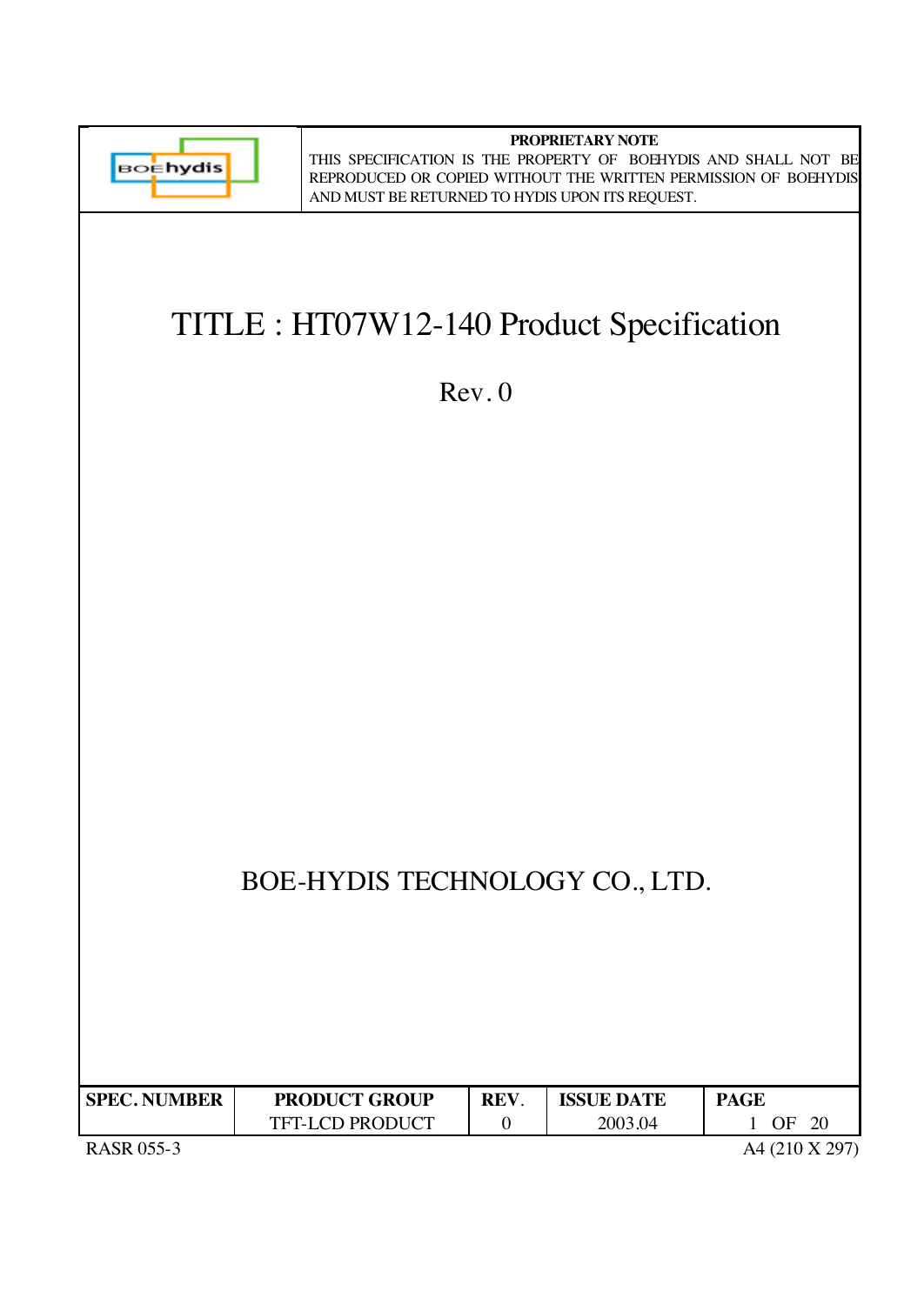**PROPRIETARY NOTE**

THIS SPECIFICATION IS THE PROPERTY OF BOEHYDIS AND SHALL NOT BE REPRODUCED OR COPIED WITHOUT THE WRITTEN PERMISSION OF BOEHYDIS AND MUST BE RETURNED TO HYDIS UPON ITS REQUEST.

# TITLE : HT07W12-140 Product Specification

Rev. 0

BOE-HYDIS TECHNOLOGY CO., LTD.

| SPEC. NUMBER | PRODUCT GROUP | REV. | ISSUE DATE | PAGE |
|---|---|---|---|---|
| | TFT-LCD PRODUCT | 0 | 2003.04 | 1 OF 20 |

RASR 055-3

A4 (210 X 297)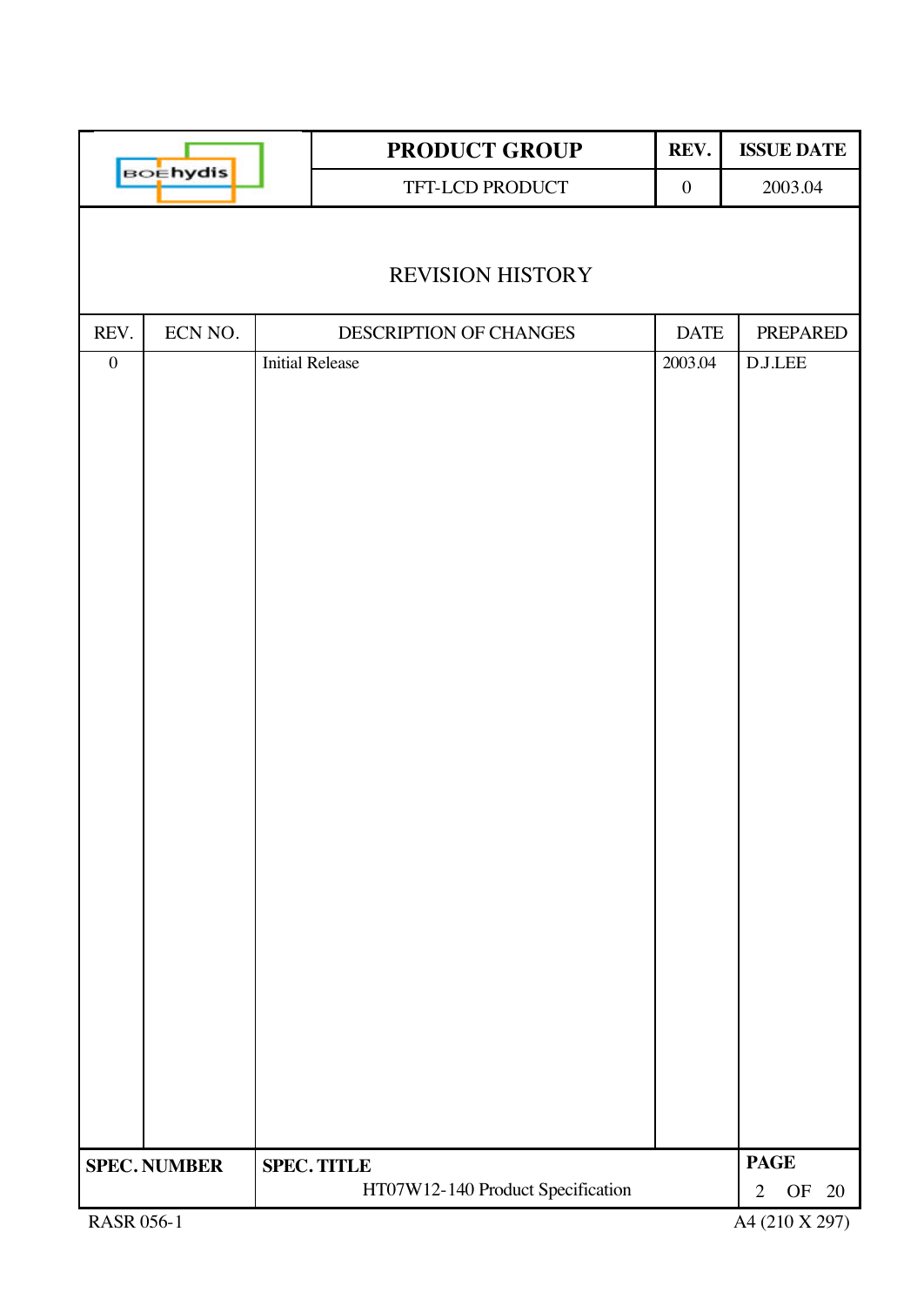# REVISION HISTORY

| REV. | ECN NO. | DESCRIPTION OF CHANGES | DATE | PREPARED |
|---|---|---|---|---|
| 0 | | Initial Release | 2003.04 | D.J.LEE |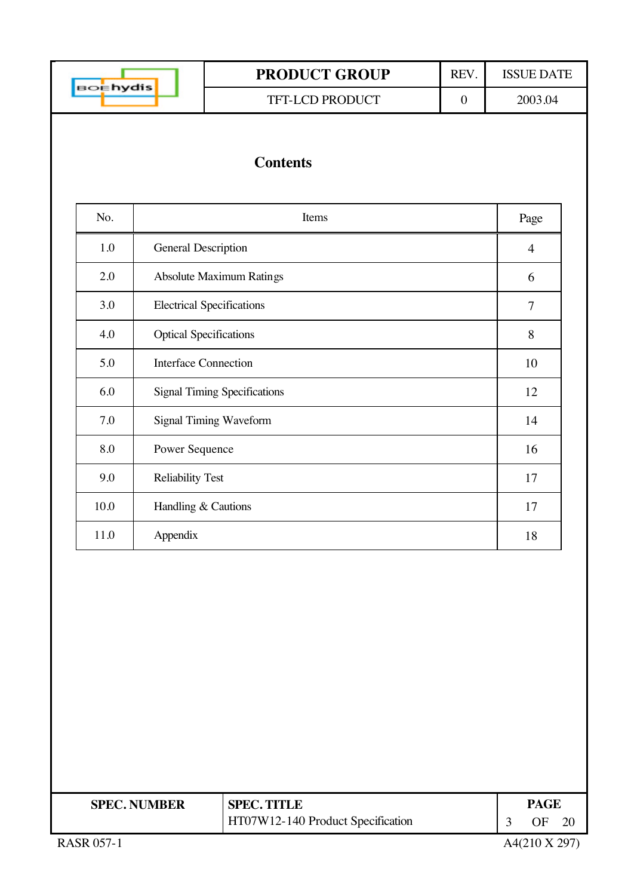# Contents

| No. | Items | Page |
|---|---|---|
| 1.0 | General Description | 4 |
| 2.0 | Absolute Maximum Ratings | 6 |
| 3.0 | Electrical Specifications | 7 |
| 4.0 | Optical Specifications | 8 |
| 5.0 | Interface Connection | 10 |
| 6.0 | Signal Timing Specifications | 12 |
| 7.0 | Signal Timing Waveform | 14 |
| 8.0 | Power Sequence | 16 |
| 9.0 | Reliability Test | 17 |
| 10.0 | Handling & Cautions | 17 |
| 11.0 | Appendix | 18 |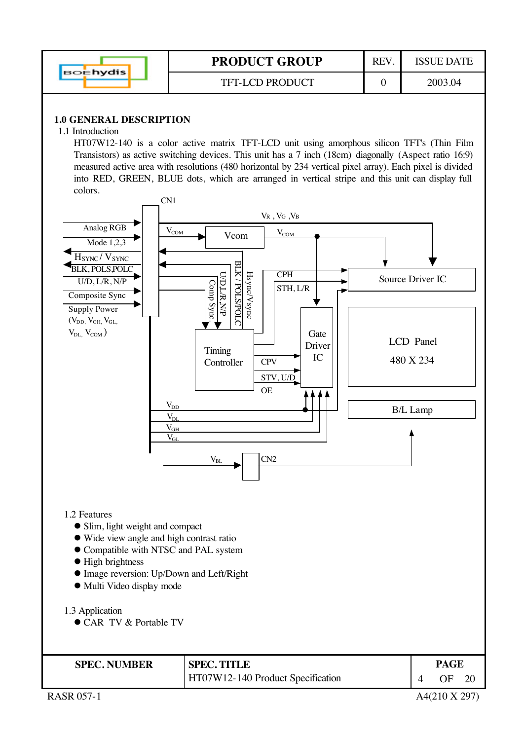## 1.0 GENERAL DESCRIPTION

1.1 Introduction

HT07W12-140 is a color active matrix TFT-LCD unit using amorphous silicon TFT's (Thin Film Transistors) as active switching devices. This unit has a 7 inch (18cm) diagonally (Aspect ratio 16:9) measured active area with resolutions (480 horizontal by 234 vertical pixel array). Each pixel is divided into RED, GREEN, BLUE dots, which are arranged in vertical stripe and this unit can display full colors.

1.2 Features

- Slim, light weight and compact
- Wide view angle and high contrast ratio
- Compatible with NTSC and PAL system
- High brightness
- Image reversion: Up/Down and Left/Right
- Multi Video display mode

1.3 Application

- CAR TV & Portable TV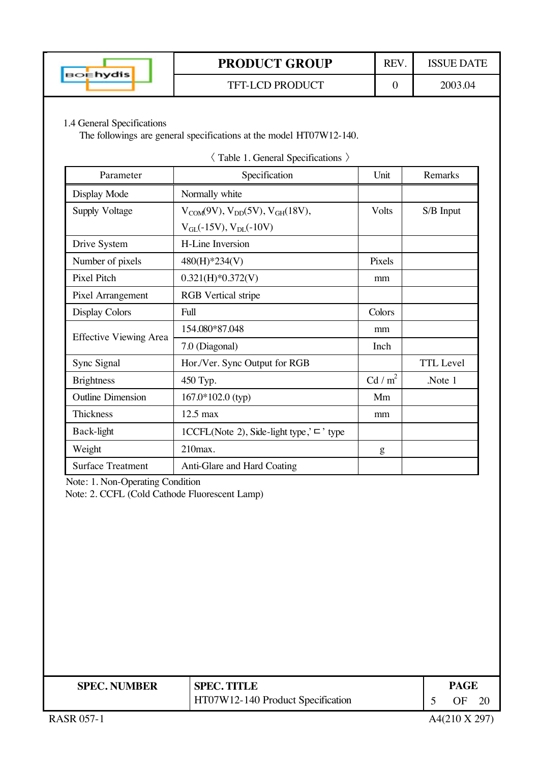## 1.4 General Specifications

The followings are general specifications at the model HT07W12-140.

〈 Table 1. General Specifications 〉

| Parameter | Specification | Unit | Remarks |
|---|---|---|---|
| Display Mode | Normally white | | |
| Supply Voltage | $V_{COM}$(9V), $V_{DD}$(5V), $V_{GH}$(18V), $V_{GL}$(-15V), $V_{DL}$(-10V) | Volts | S/B Input |
| Drive System | H-Line Inversion | | |
| Number of pixels | 480(H)*234(V) | Pixels | |
| Pixel Pitch | 0.321(H)*0.372(V) | mm | |
| Pixel Arrangement | RGB Vertical stripe | | |
| Display Colors | Full | Colors | |
| Effective Viewing Area | 154.080*87.048 | mm | |
| | 7.0 (Diagonal) | Inch | |
| Sync Signal | Hor./Ver. Sync Output for RGB | | TTL Level |
| Brightness | 450 Typ. | Cd / $m^2$ | .Note 1 |
| Outline Dimension | 167.0*102.0 (typ) | Mm | |
| Thickness | 12.5 max | mm | |
| Back-light | 1CCFL(Note 2), Side-light type,' ⊏ ' type | | |
| Weight | 210max. | g | |
| Surface Treatment | Anti-Glare and Hard Coating | | |

Note: 1. Non-Operating Condition

Note: 2. CCFL (Cold Cathode Fluorescent Lamp)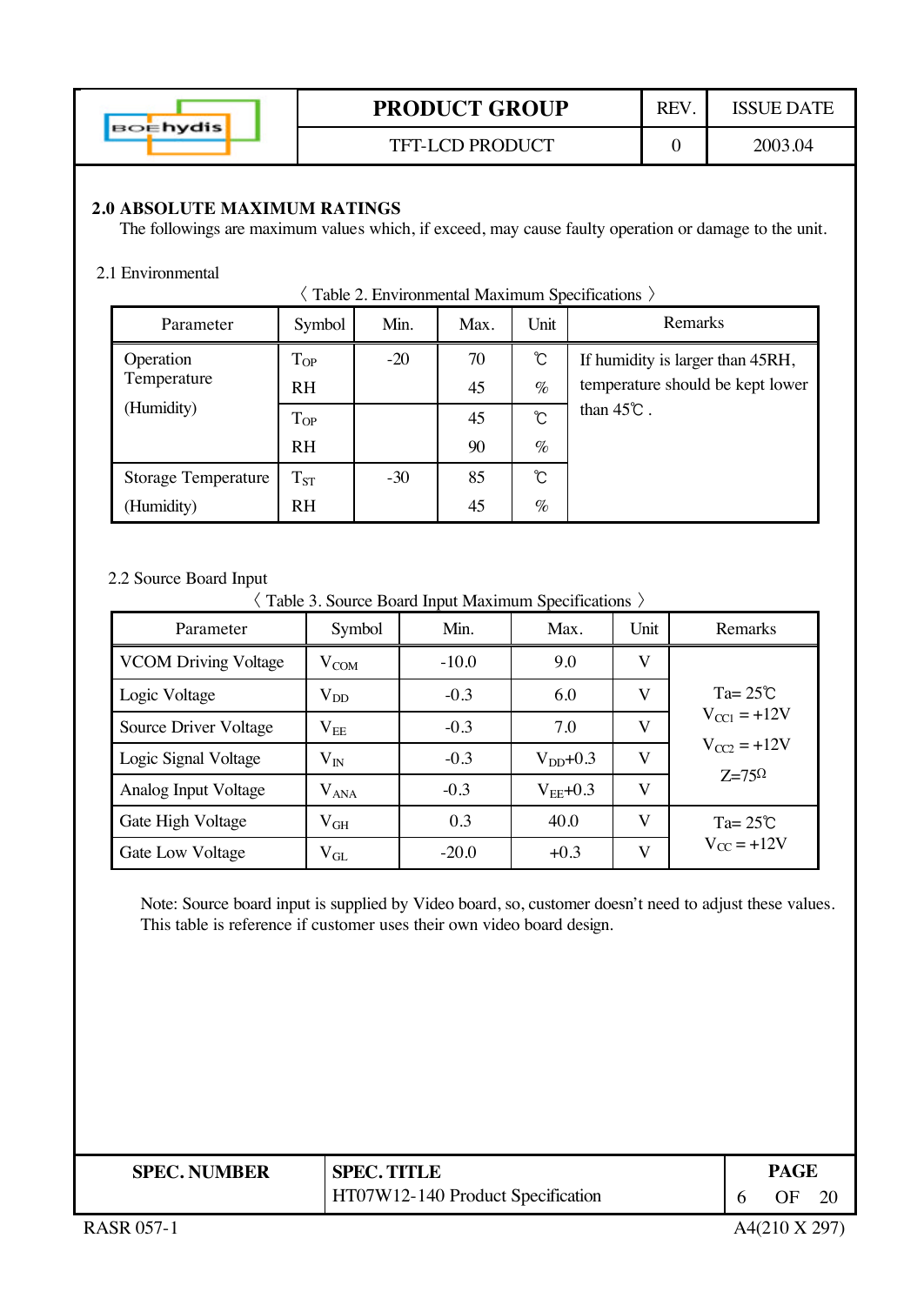## 2.0 ABSOLUTE MAXIMUM RATINGS

The followings are maximum values which, if exceed, may cause faulty operation or damage to the unit.

### 2.1 Environmental

〈 Table 2. Environmental Maximum Specifications 〉

| Parameter | Symbol | Min. | Max. | Unit | Remarks |
|---|---|---|---|---|---|
| Operation Temperature (Humidity) | $T_{OP}$ | -20 | 70 | ℃ | If humidity is larger than 45RH, temperature should be kept lower than 45℃ . |
| | RH | | 45 | % | |
| | $T_{OP}$ | | 45 | ℃ | |
| | RH | | 90 | % | |
| Storage Temperature (Humidity) | $T_{ST}$ | -30 | 85 | ℃ | |
| | RH | | 45 | % | |

### 2.2 Source Board Input

〈 Table 3. Source Board Input Maximum Specifications 〉

| Parameter | Symbol | Min. | Max. | Unit | Remarks |
|---|---|---|---|---|---|
| VCOM Driving Voltage | $V_{COM}$ | -10.0 | 9.0 | V | Ta= 25℃ $V_{CC1}$ = +12V $V_{CC2}$ = +12V Z=75Ω |
| Logic Voltage | $V_{DD}$ | -0.3 | 6.0 | V | |
| Source Driver Voltage | $V_{EE}$ | -0.3 | 7.0 | V | |
| Logic Signal Voltage | $V_{IN}$ | -0.3 | $V_{DD}$+0.3 | V | |
| Analog Input Voltage | $V_{ANA}$ | -0.3 | $V_{EE}$+0.3 | V | |
| Gate High Voltage | $V_{GH}$ | 0.3 | 40.0 | V | Ta= 25℃ $V_{CC}$ = +12V |
| Gate Low Voltage | $V_{GL}$ | -20.0 | +0.3 | V | |

Note: Source board input is supplied by Video board, so, customer doesn't need to adjust these values. This table is reference if customer uses their own video board design.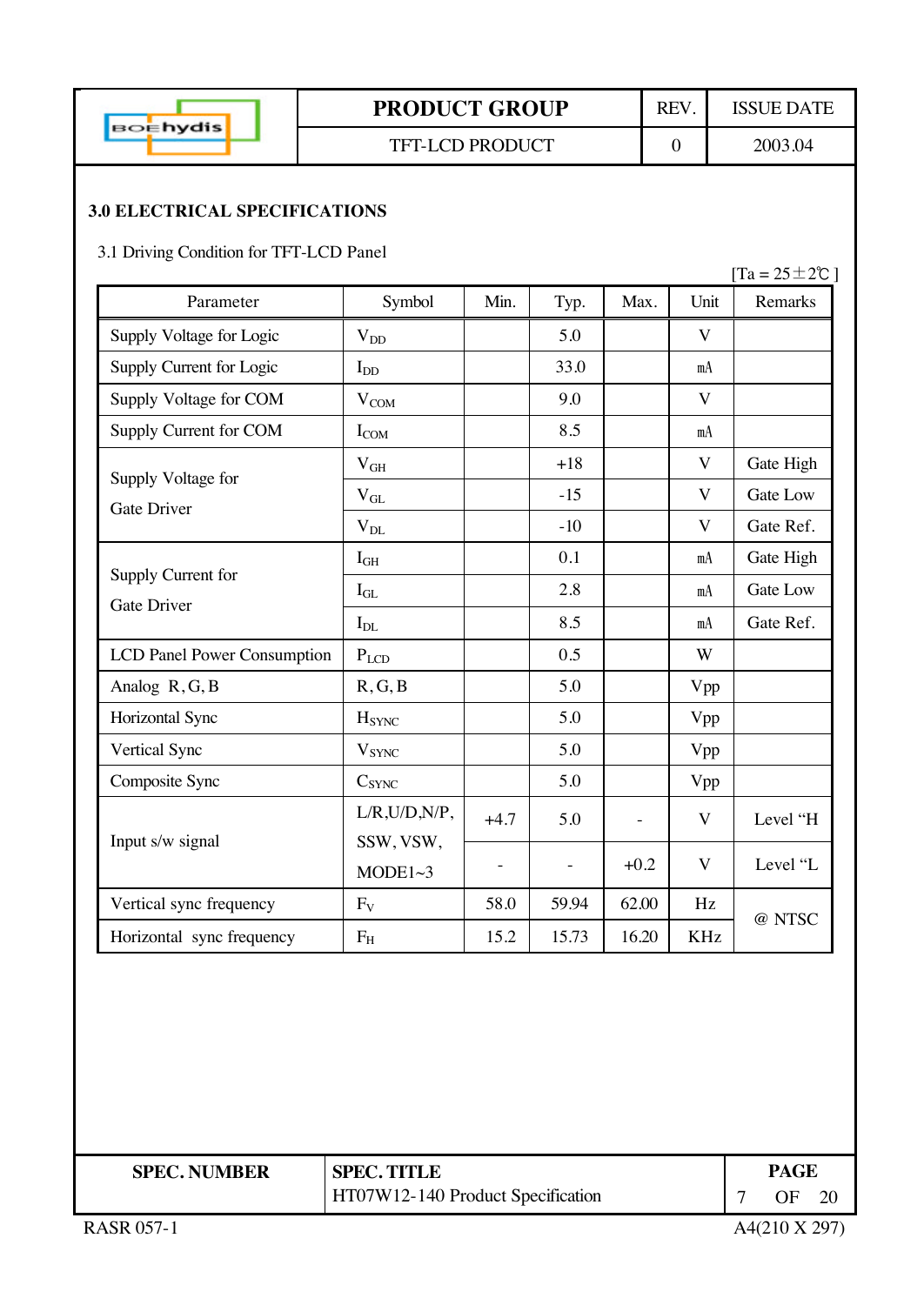## 3.0 ELECTRICAL SPECIFICATIONS

3.1 Driving Condition for TFT-LCD Panel

[Ta = 25±2℃ ]

| Parameter | Symbol | Min. | Typ. | Max. | Unit | Remarks |
|---|---|---|---|---|---|---|
| Supply Voltage for Logic | $V_{DD}$ | | 5.0 | | V | |
| Supply Current for Logic | $I_{DD}$ | | 33.0 | | ㎃ | |
| Supply Voltage for COM | $V_{COM}$ | | 9.0 | | V | |
| Supply Current for COM | $I_{COM}$ | | 8.5 | | ㎃ | |
| Supply Voltage for Gate Driver | $V_{GH}$ | | +18 | | V | Gate High |
| | $V_{GL}$ | | -15 | | V | Gate Low |
| | $V_{DL}$ | | -10 | | V | Gate Ref. |
| Supply Current for Gate Driver | $I_{GH}$ | | 0.1 | | ㎃ | Gate High |
| | $I_{GL}$ | | 2.8 | | ㎃ | Gate Low |
| | $I_{DL}$ | | 8.5 | | ㎃ | Gate Ref. |
| LCD Panel Power Consumption | $P_{LCD}$ | | 0.5 | | W | |
| Analog R, G, B | R, G, B | | 5.0 | | Vpp | |
| Horizontal Sync | $H_{SYNC}$ | | 5.0 | | Vpp | |
| Vertical Sync | $V_{SYNC}$ | | 5.0 | | Vpp | |
| Composite Sync | $C_{SYNC}$ | | 5.0 | | Vpp | |
| Input s/w signal | L/R,U/D,N/P, SSW, VSW, MODE1~3 | +4.7 | 5.0 | - | V | Level "H |
| | | - | - | +0.2 | V | Level "L |
| Vertical sync frequency | $F_V$ | 58.0 | 59.94 | 62.00 | Hz | @ NTSC |
| Horizontal sync frequency | $F_H$ | 15.2 | 15.73 | 16.20 | KHz | |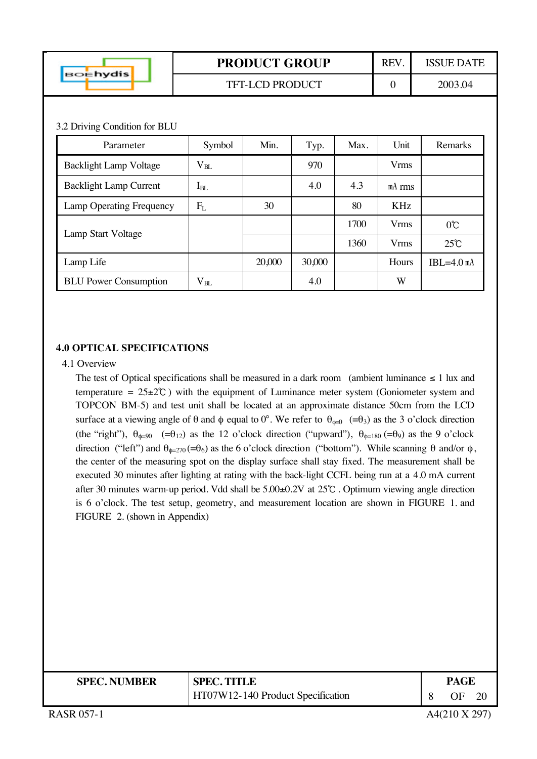### 3.2 Driving Condition for BLU

| Parameter | Symbol | Min. | Typ. | Max. | Unit | Remarks |
|---|---|---|---|---|---|---|
| Backlight Lamp Voltage | $V_{BL}$ | | 970 | | Vrms | |
| Backlight Lamp Current | $I_{BL}$ | | 4.0 | 4.3 | ㎃ rms | |
| Lamp Operating Frequency | $F_L$ | 30 | | 80 | KHz | |
| Lamp Start Voltage | | | | 1700 | Vrms | 0℃ |
| | | | | 1360 | Vrms | 25℃ |
| Lamp Life | | 20,000 | 30,000 | | Hours | IBL=4.0 ㎃ |
| BLU Power Consumption | $V_{BL}$ | | 4.0 | | W | |

## 4.0 OPTICAL SPECIFICATIONS

### 4.1 Overview

The test of Optical specifications shall be measured in a dark room (ambient luminance ≤ 1 lux and temperature = 25±2℃) with the equipment of Luminance meter system (Goniometer system and TOPCON BM-5) and test unit shall be located at an approximate distance 50cm from the LCD surface at a viewing angle of $\theta$ and $\phi$ equal to 0°. We refer to $\theta_{\phi=0}$ ($=\theta_3$) as the 3 o'clock direction (the "right"), $\theta_{\phi=90}$ ($=\theta_{12}$) as the 12 o'clock direction ("upward"), $\theta_{\phi=180}$ ($=\theta_9$) as the 9 o'clock direction ("left") and $\theta_{\phi=270}$ ($=\theta_6$) as the 6 o'clock direction ("bottom"). While scanning $\theta$ and/or $\phi$, the center of the measuring spot on the display surface shall stay fixed. The measurement shall be executed 30 minutes after lighting at rating with the back-light CCFL being run at a 4.0 mA current after 30 minutes warm-up period. Vdd shall be 5.00±0.2V at 25℃. Optimum viewing angle direction is 6 o'clock. The test setup, geometry, and measurement location are shown in FIGURE 1. and FIGURE 2. (shown in Appendix)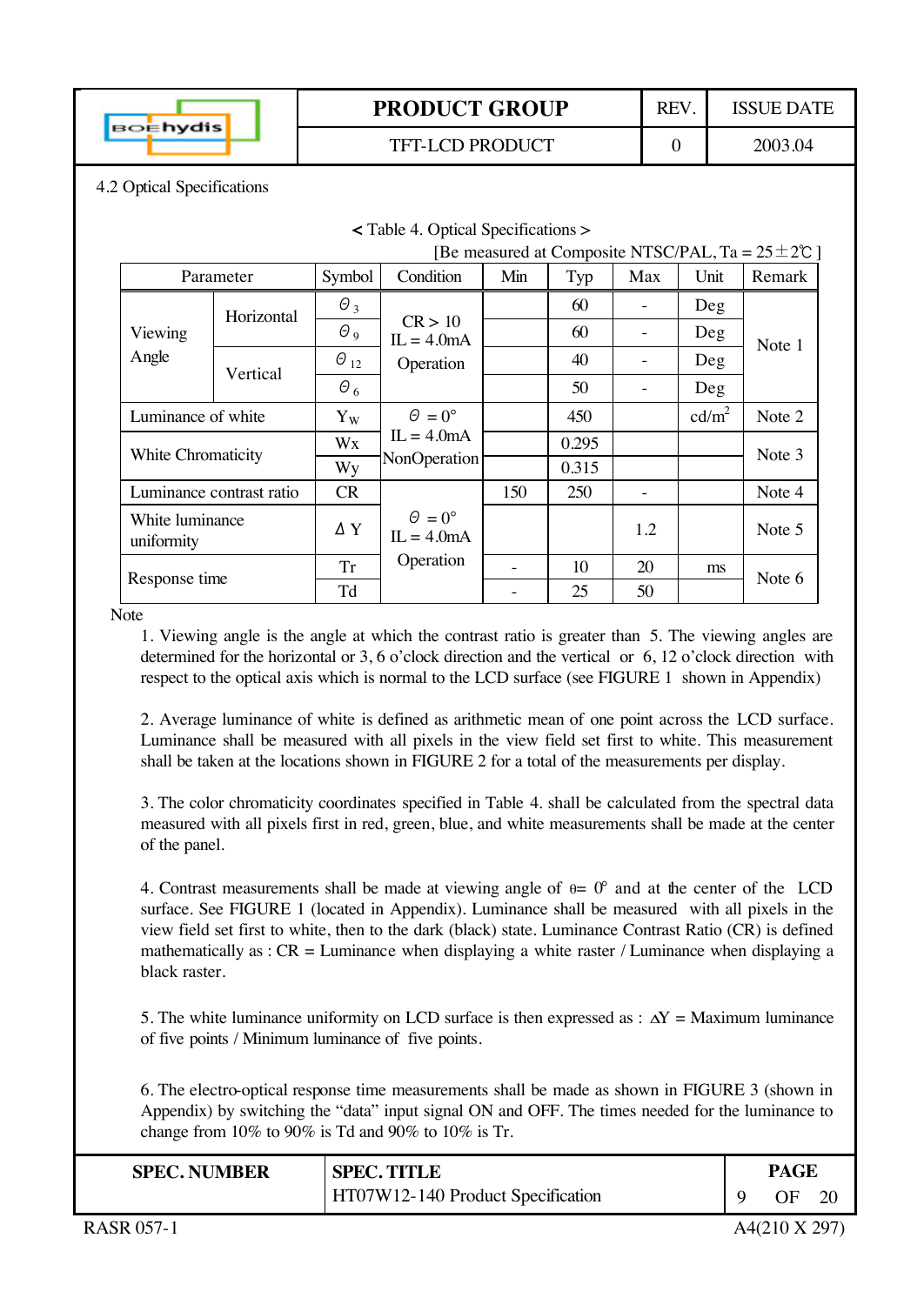4.2 Optical Specifications

< Table 4. Optical Specifications >

[Be measured at Composite NTSC/PAL, Ta = 25±2℃ ]

| Parameter | | Symbol | Condition | Min | Typ | Max | Unit | Remark |
|---|---|---|---|---|---|---|---|---|
| Viewing Angle | Horizontal | $\Theta_3$ | CR > 10 IL = 4.0mA Operation | | 60 | - | Deg | Note 1 |
| | | $\Theta_9$ | | | 60 | - | Deg | |
| | Vertical | $\Theta_{12}$ | | | 40 | - | Deg | |
| | | $\Theta_6$ | | | 50 | - | Deg | |
| Luminance of white | | $Y_W$ | $\Theta = 0°$ IL = 4.0mA NonOperation | | 450 | | cd/m$^2$ | Note 2 |
| White Chromaticity | | Wx | | | 0.295 | | | Note 3 |
| | | Wy | | | 0.315 | | | |
| Luminance contrast ratio | | CR | $\Theta = 0°$ IL = 4.0mA Operation | 150 | 250 | - | | Note 4 |
| White luminance uniformity | | $\Delta$ Y | | | | 1.2 | | Note 5 |
| Response time | | Tr | | - | 10 | 20 | ms | Note 6 |
| | | Td | | - | 25 | 50 | | |

Note

1. Viewing angle is the angle at which the contrast ratio is greater than 5. The viewing angles are determined for the horizontal or 3, 6 o'clock direction and the vertical or 6, 12 o'clock direction with respect to the optical axis which is normal to the LCD surface (see FIGURE 1 shown in Appendix)

2. Average luminance of white is defined as arithmetic mean of one point across the LCD surface. Luminance shall be measured with all pixels in the view field set first to white. This measurement shall be taken at the locations shown in FIGURE 2 for a total of the measurements per display.

3. The color chromaticity coordinates specified in Table 4. shall be calculated from the spectral data measured with all pixels first in red, green, blue, and white measurements shall be made at the center of the panel.

4. Contrast measurements shall be made at viewing angle of $\theta = 0°$ and at the center of the LCD surface. See FIGURE 1 (located in Appendix). Luminance shall be measured with all pixels in the view field set first to white, then to the dark (black) state. Luminance Contrast Ratio (CR) is defined mathematically as : CR = Luminance when displaying a white raster / Luminance when displaying a black raster.

5. The white luminance uniformity on LCD surface is then expressed as : $\Delta$Y = Maximum luminance of five points / Minimum luminance of five points.

6. The electro-optical response time measurements shall be made as shown in FIGURE 3 (shown in Appendix) by switching the "data" input signal ON and OFF. The times needed for the luminance to change from 10% to 90% is Td and 90% to 10% is Tr.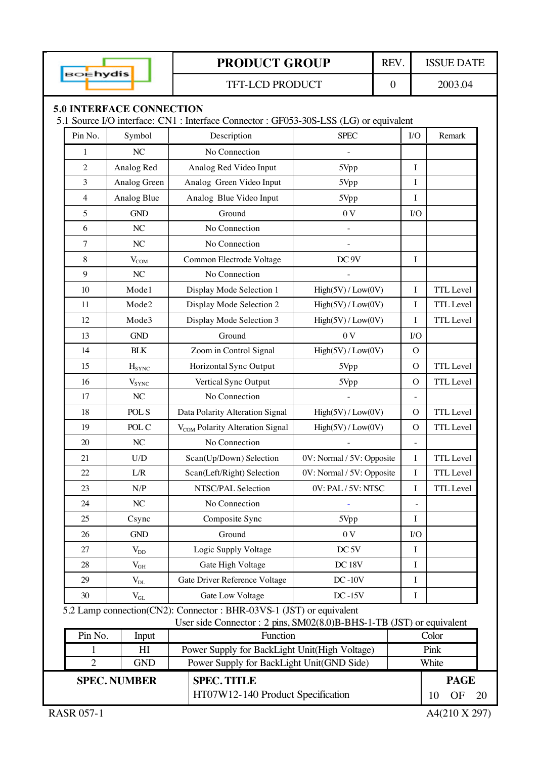## 5.0 INTERFACE CONNECTION

5.1 Source I/O interface: CN1 : Interface Connector : GF053-30S-LSS (LG) or equivalent

| Pin No. | Symbol | Description | SPEC | I/O | Remark |
|---|---|---|---|---|---|
| 1 | NC | No Connection | - | | |
| 2 | Analog Red | Analog Red Video Input | 5Vpp | I | |
| 3 | Analog Green | Analog Green Video Input | 5Vpp | I | |
| 4 | Analog Blue | Analog Blue Video Input | 5Vpp | I | |
| 5 | GND | Ground | 0 V | I/O | |
| 6 | NC | No Connection | - | | |
| 7 | NC | No Connection | - | | |
| 8 | $V_{COM}$ | Common Electrode Voltage | DC 9V | I | |
| 9 | NC | No Connection | - | | |
| 10 | Mode1 | Display Mode Selection 1 | High(5V) / Low(0V) | I | TTL Level |
| 11 | Mode2 | Display Mode Selection 2 | High(5V) / Low(0V) | I | TTL Level |
| 12 | Mode3 | Display Mode Selection 3 | High(5V) / Low(0V) | I | TTL Level |
| 13 | GND | Ground | 0 V | I/O | |
| 14 | BLK | Zoom in Control Signal | High(5V) / Low(0V) | O | |
| 15 | $H_{SYNC}$ | Horizontal Sync Output | 5Vpp | O | TTL Level |
| 16 | $V_{SYNC}$ | Vertical Sync Output | 5Vpp | O | TTL Level |
| 17 | NC | No Connection | - | - | |
| 18 | POL S | Data Polarity Alteration Signal | High(5V) / Low(0V) | O | TTL Level |
| 19 | POL C | $V_{COM}$ Polarity Alteration Signal | High(5V) / Low(0V) | O | TTL Level |
| 20 | NC | No Connection | - | - | |
| 21 | U/D | Scan(Up/Down) Selection | 0V: Normal / 5V: Opposite | I | TTL Level |
| 22 | L/R | Scan(Left/Right) Selection | 0V: Normal / 5V: Opposite | I | TTL Level |
| 23 | N/P | NTSC/PAL Selection | 0V: PAL / 5V: NTSC | I | TTL Level |
| 24 | NC | No Connection | - | - | |
| 25 | Csync | Composite Sync | 5Vpp | I | |
| 26 | GND | Ground | 0 V | I/O | |
| 27 | $V_{DD}$ | Logic Supply Voltage | DC 5V | I | |
| 28 | $V_{GH}$ | Gate High Voltage | DC 18V | I | |
| 29 | $V_{DL}$ | Gate Driver Reference Voltage | DC -10V | I | |
| 30 | $V_{GL}$ | Gate Low Voltage | DC -15V | I | |

5.2 Lamp connection(CN2): Connector : BHR-03VS-1 (JST) or equivalent

User side Connector : 2 pins, SM02(8.0)B-BHS-1-TB (JST) or equivalent

| Pin No. | Input | Function | Color |
|---|---|---|---|
| 1 | HI | Power Supply for BackLight Unit(High Voltage) | Pink |
| 2 | GND | Power Supply for BackLight Unit(GND Side) | White |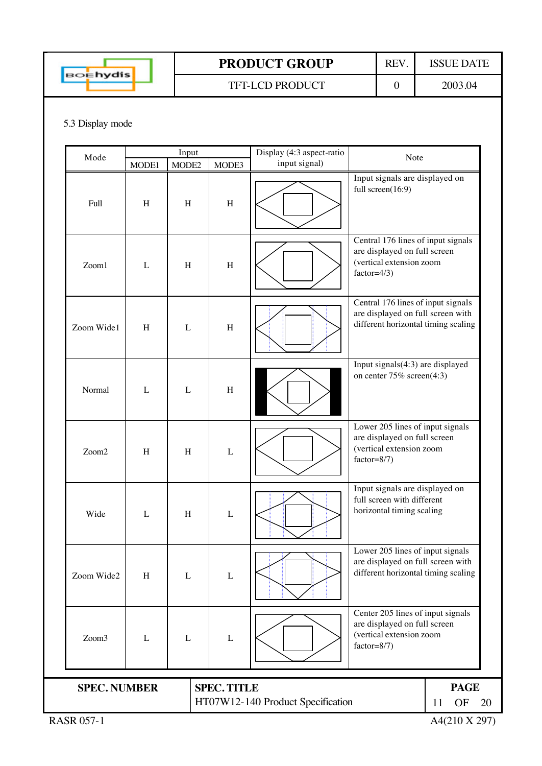5.3 Display mode

| Mode | Input | | | Display (4:3 aspect-ratio input signal) | Note |
|---|---|---|---|---|---|
| | MODE1 | MODE2 | MODE3 | | |
| Full | H | H | H | | Input signals are displayed on full screen(16:9) |
| Zoom1 | L | H | H | | Central 176 lines of input signals are displayed on full screen (vertical extension zoom factor=4/3) |
| Zoom Wide1 | H | L | H | | Central 176 lines of input signals are displayed on full screen with different horizontal timing scaling |
| Normal | L | L | H | | Input signals(4:3) are displayed on center 75% screen(4:3) |
| Zoom2 | H | H | L | | Lower 205 lines of input signals are displayed on full screen (vertical extension zoom factor=8/7) |
| Wide | L | H | L | | Input signals are displayed on full screen with different horizontal timing scaling |
| Zoom Wide2 | H | L | L | | Lower 205 lines of input signals are displayed on full screen with different horizontal timing scaling |
| Zoom3 | L | L | L | | Center 205 lines of input signals are displayed on full screen (vertical extension zoom factor=8/7) |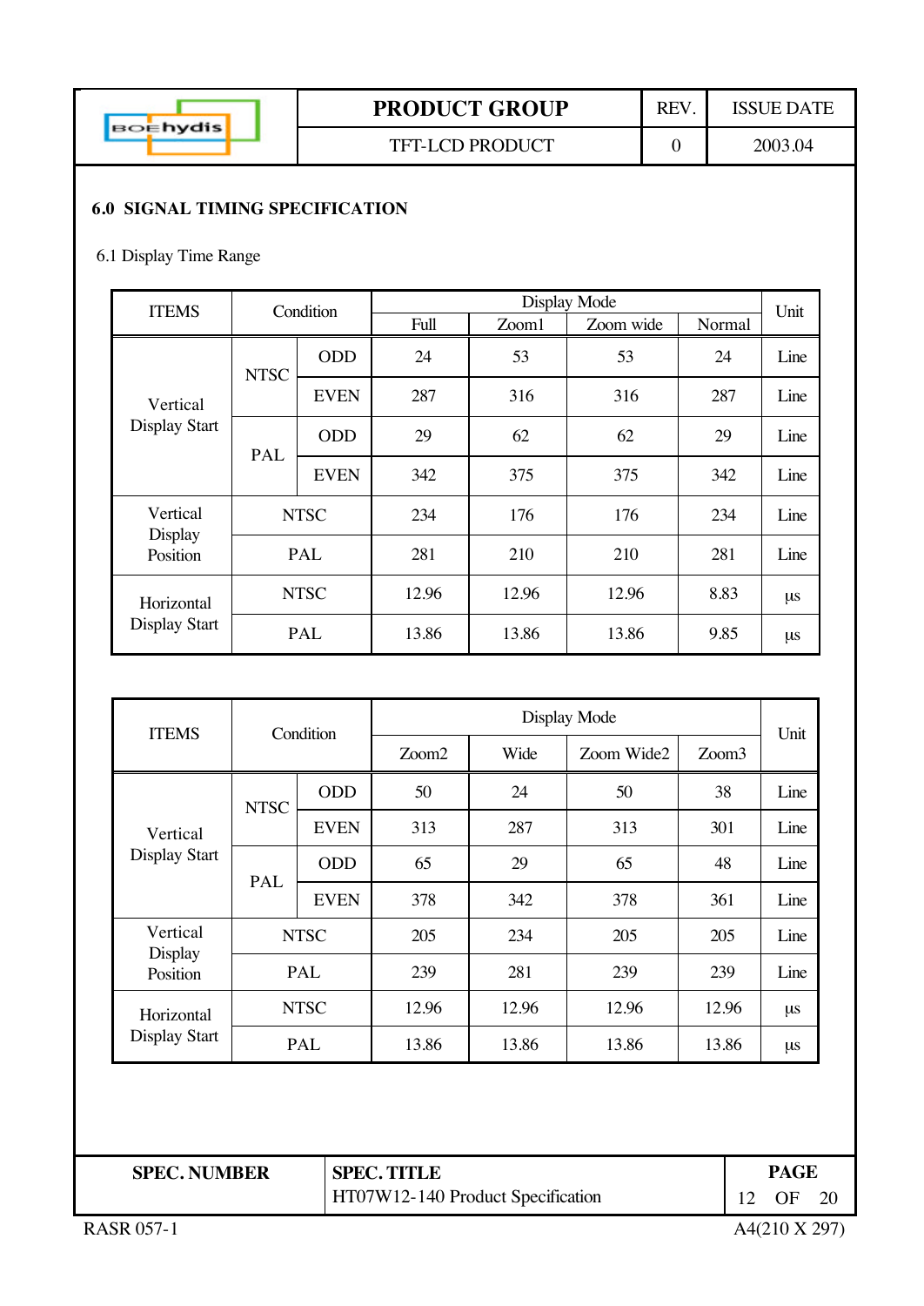## 6.0 SIGNAL TIMING SPECIFICATION

6.1 Display Time Range

| ITEMS | Condition | | Display Mode | | | | Unit |
|---|---|---|---|---|---|---|---|
| | | | Full | Zoom1 | Zoom wide | Normal | |
| Vertical Display Start | NTSC | ODD | 24 | 53 | 53 | 24 | Line |
| | | EVEN | 287 | 316 | 316 | 287 | Line |
| | PAL | ODD | 29 | 62 | 62 | 29 | Line |
| | | EVEN | 342 | 375 | 375 | 342 | Line |
| Vertical Display Position | NTSC | | 234 | 176 | 176 | 234 | Line |
| | PAL | | 281 | 210 | 210 | 281 | Line |
| Horizontal Display Start | NTSC | | 12.96 | 12.96 | 12.96 | 8.83 | µs |
| | PAL | | 13.86 | 13.86 | 13.86 | 9.85 | µs |

| ITEMS | Condition | | Display Mode | | | | Unit |
|---|---|---|---|---|---|---|---|
| | | | Zoom2 | Wide | Zoom Wide2 | Zoom3 | |
| Vertical Display Start | NTSC | ODD | 50 | 24 | 50 | 38 | Line |
| | | EVEN | 313 | 287 | 313 | 301 | Line |
| | PAL | ODD | 65 | 29 | 65 | 48 | Line |
| | | EVEN | 378 | 342 | 378 | 361 | Line |
| Vertical Display Position | NTSC | | 205 | 234 | 205 | 205 | Line |
| | PAL | | 239 | 281 | 239 | 239 | Line |
| Horizontal Display Start | NTSC | | 12.96 | 12.96 | 12.96 | 12.96 | µs |
| | PAL | | 13.86 | 13.86 | 13.86 | 13.86 | µs |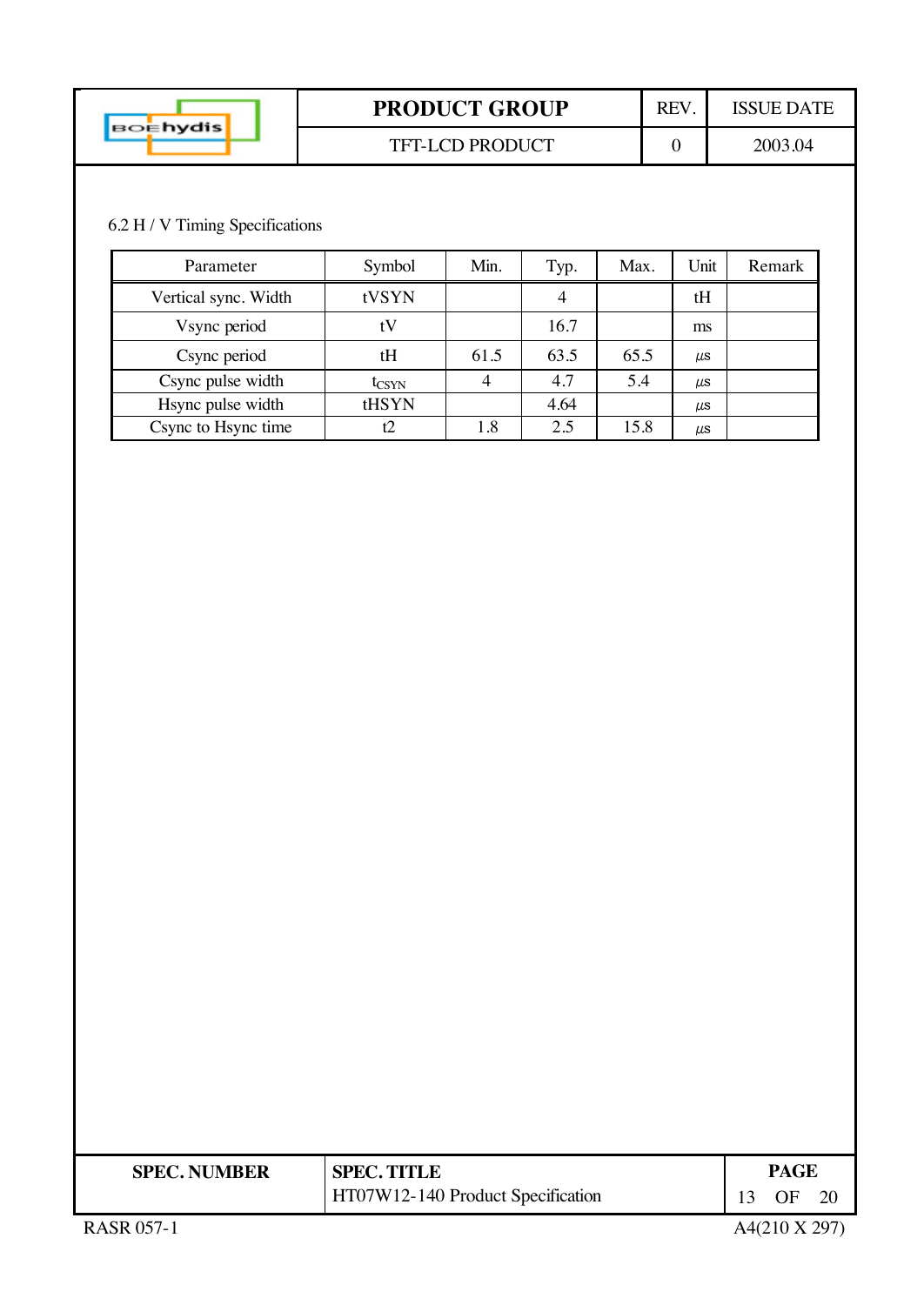6.2 H / V Timing Specifications

| Parameter | Symbol | Min. | Typ. | Max. | Unit | Remark |
|---|---|---|---|---|---|---|
| Vertical sync. Width | tVSYN | | 4 | | tH | |
| Vsync period | tV | | 16.7 | | ms | |
| Csync period | tH | 61.5 | 63.5 | 65.5 | µs | |
| Csync pulse width | $t_{CSYN}$ | 4 | 4.7 | 5.4 | µs | |
| Hsync pulse width | tHSYN | | 4.64 | | µs | |
| Csync to Hsync time | t2 | 1.8 | 2.5 | 15.8 | µs | |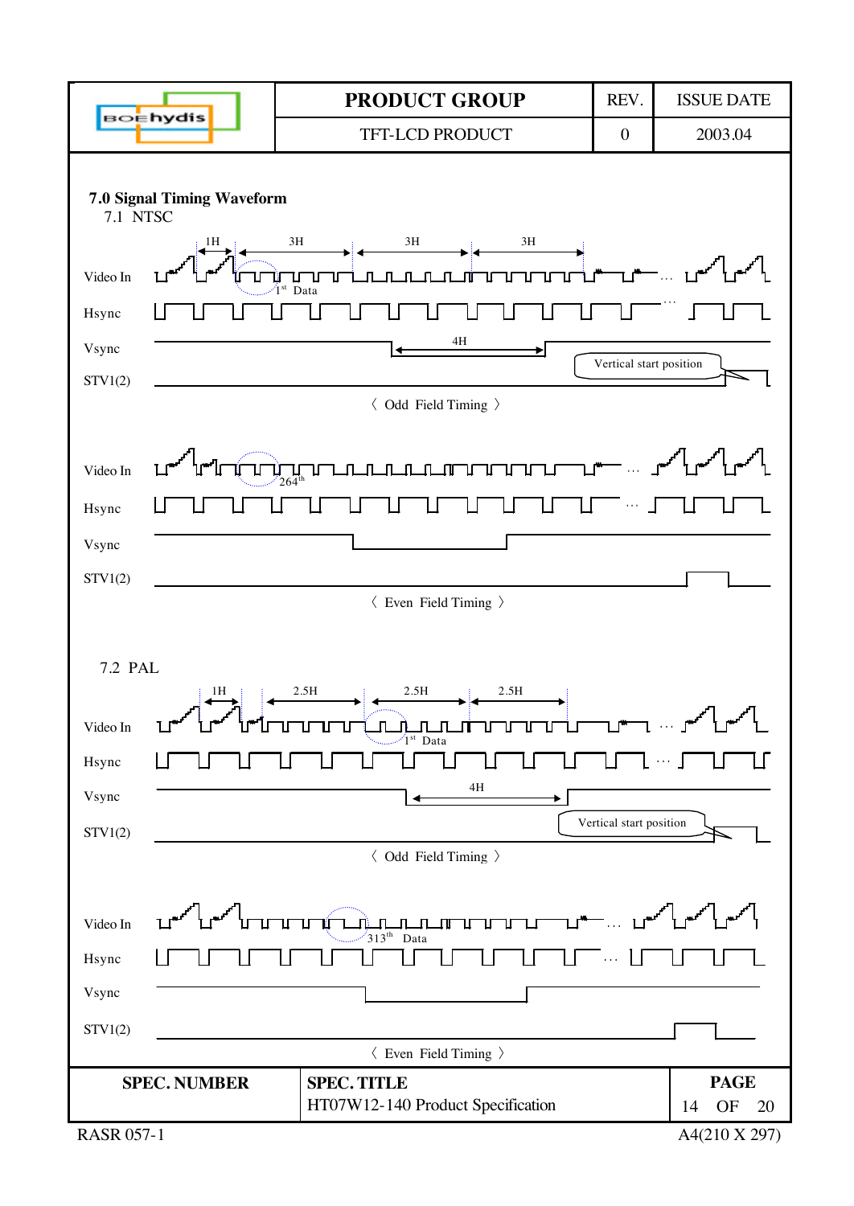## 7.0 Signal Timing Waveform

### 7.1 NTSC

1H 3H 3H 3H

Video In

1st Data

Hsync

Vsync

4H

STV1(2)

Vertical start position

〈 Odd Field Timing 〉

Video In

264th

Hsync

Vsync

STV1(2)

〈 Even Field Timing 〉

### 7.2 PAL

1H 2.5H 2.5H 2.5H

Video In

1st Data

Hsync

Vsync

4H

STV1(2)

Vertical start position

〈 Odd Field Timing 〉

Video In

313th Data

Hsync

Vsync

STV1(2)

〈 Even Field Timing 〉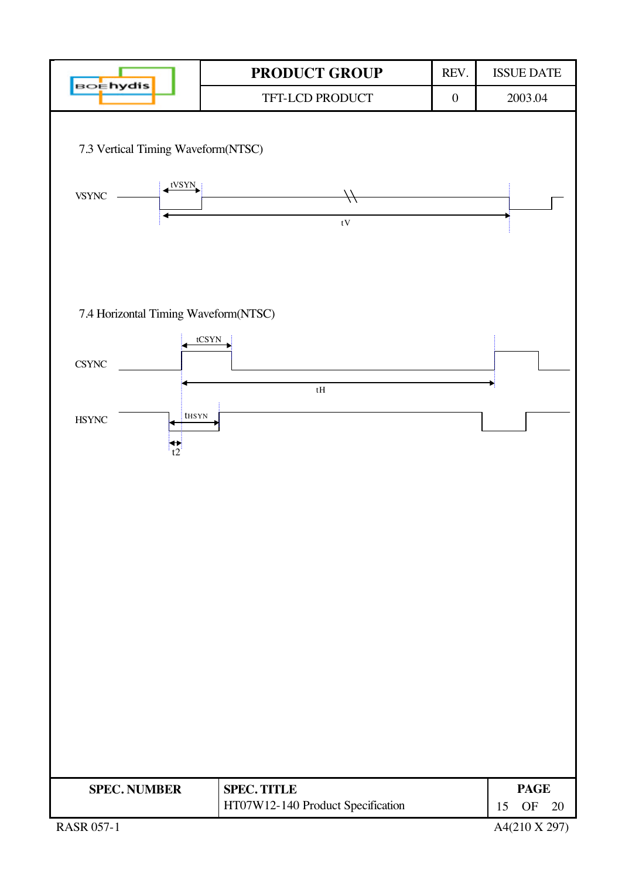## 7.3 Vertical Timing Waveform(NTSC)

VSYNC

tVSYN

tV

## 7.4 Horizontal Timing Waveform(NTSC)

CSYNC

tCSYN

tH

HSYNC

tHSYN

t2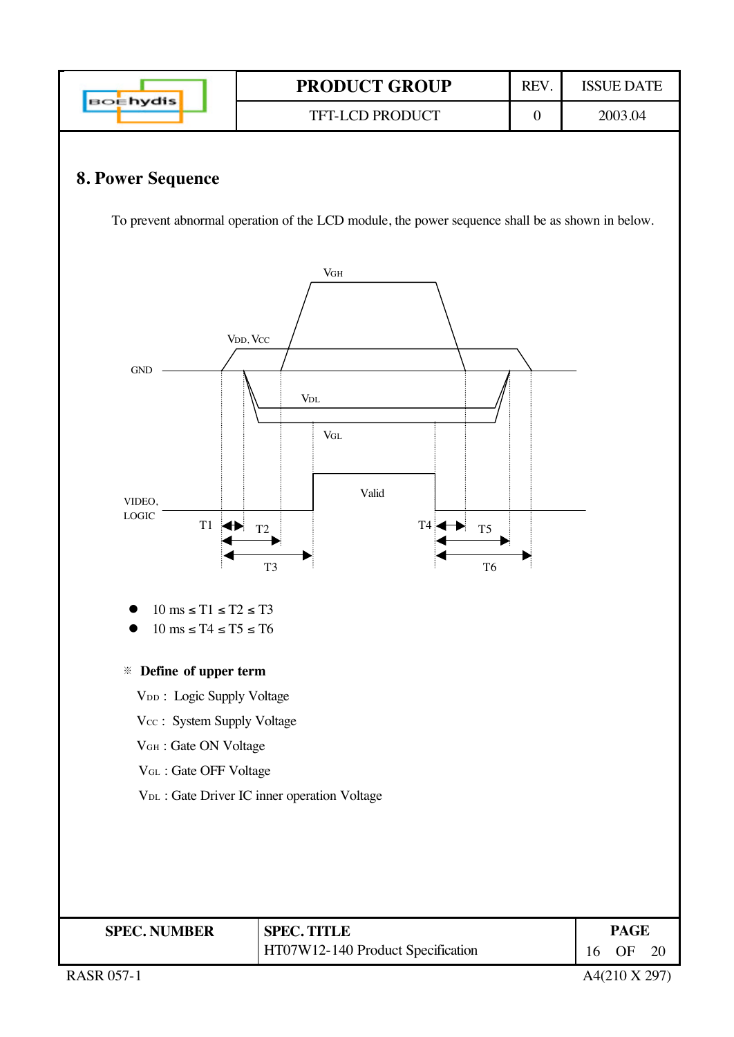## 8. Power Sequence

To prevent abnormal operation of the LCD module, the power sequence shall be as shown in below.

- 10 ms ≤ T1 ≤ T2 ≤ T3
- 10 ms ≤ T4 ≤ T5 ≤ T6

※ **Define of upper term**

$V_{DD}$ : Logic Supply Voltage

$V_{CC}$ : System Supply Voltage

$V_{GH}$ : Gate ON Voltage

$V_{GL}$ : Gate OFF Voltage

$V_{DL}$ : Gate Driver IC inner operation Voltage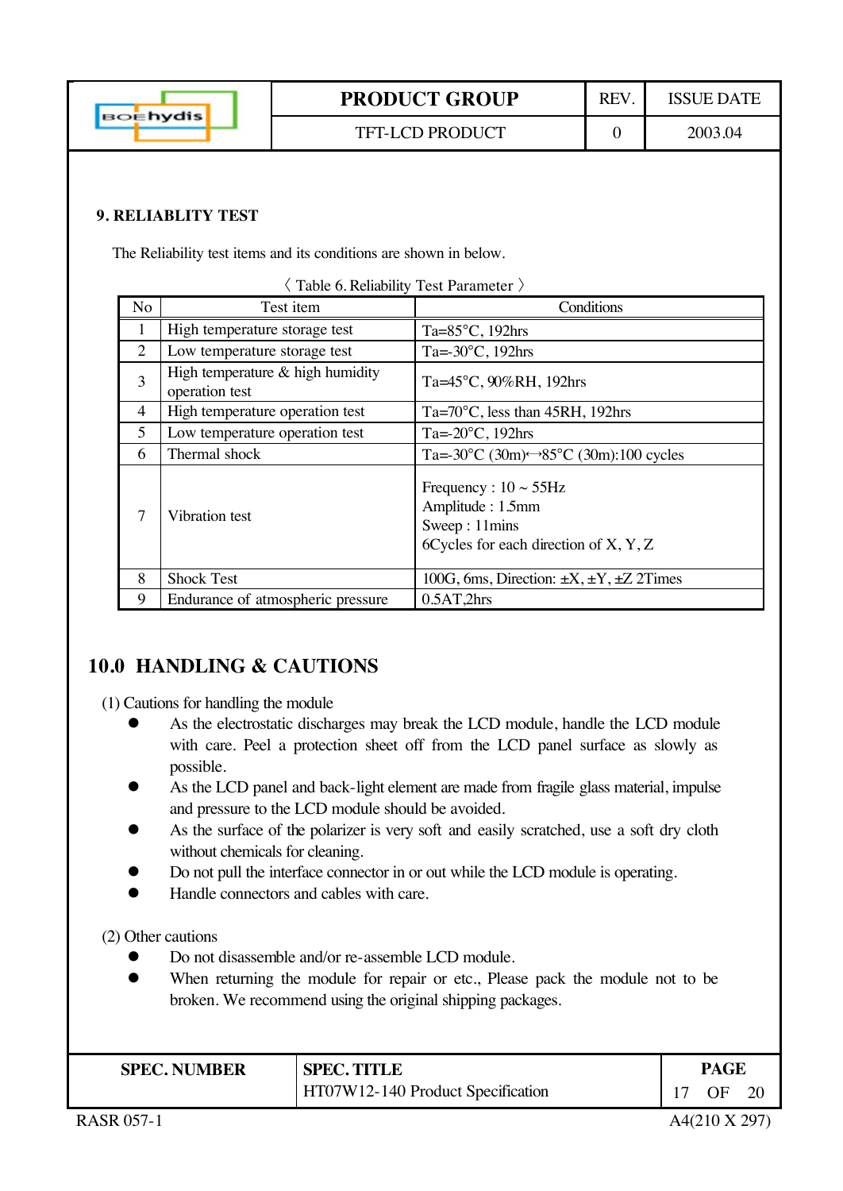## 9. RELIABLITY TEST

The Reliability test items and its conditions are shown in below.

〈 Table 6. Reliability Test Parameter 〉

| No | Test item | Conditions |
|---|---|---|
| 1 | High temperature storage test | Ta=85°C, 192hrs |
| 2 | Low temperature storage test | Ta=-30°C, 192hrs |
| 3 | High temperature & high humidity operation test | Ta=45°C, 90%RH, 192hrs |
| 4 | High temperature operation test | Ta=70°C, less than 45RH, 192hrs |
| 5 | Low temperature operation test | Ta=-20°C, 192hrs |
| 6 | Thermal shock | Ta=-30°C (30m)↔85°C (30m):100 cycles |
| 7 | Vibration test | Frequency : 10 ~ 55Hz<br>Amplitude : 1.5mm<br>Sweep : 11mins<br>6Cycles for each direction of X, Y, Z |
| 8 | Shock Test | 100G, 6ms, Direction: ±X, ±Y, ±Z 2Times |
| 9 | Endurance of atmospheric pressure | 0.5AT,2hrs |

## 10.0 HANDLING & CAUTIONS

(1) Cautions for handling the module

- As the electrostatic discharges may break the LCD module, handle the LCD module with care. Peel a protection sheet off from the LCD panel surface as slowly as possible.
- As the LCD panel and back-light element are made from fragile glass material, impulse and pressure to the LCD module should be avoided.
- As the surface of the polarizer is very soft and easily scratched, use a soft dry cloth without chemicals for cleaning.
- Do not pull the interface connector in or out while the LCD module is operating.
- Handle connectors and cables with care.

(2) Other cautions

- Do not disassemble and/or re-assemble LCD module.
- When returning the module for repair or etc., Please pack the module not to be broken. We recommend using the original shipping packages.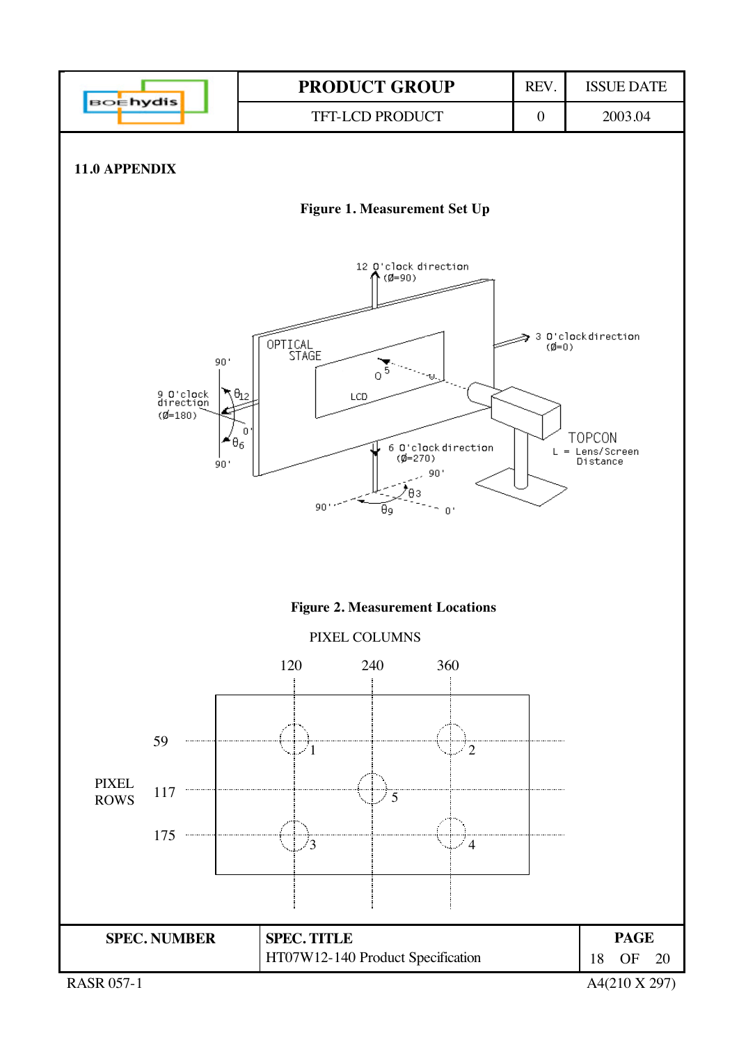## 11.0 APPENDIX

**Figure 1. Measurement Set Up**

12 O'clock direction ($\emptyset$=90)

3 O'clock direction ($\emptyset$=0)

9 O'clock direction ($\emptyset$=180)

6 O'clock direction ($\emptyset$=270)

OPTICAL STAGE

LCD

TOPCON

L = Lens/Screen Distance

$\theta_{12}$, $\theta_6$, $\theta_3$, $\theta_9$

**Figure 2. Measurement Locations**

PIXEL COLUMNS: 120, 240, 360

PIXEL ROWS: 59, 117, 175

| | 120 | 240 | 360 |
|---|---|---|---|
| 59 | 1 | | 2 |
| 117 | | 5 | |
| 175 | 3 | | 4 |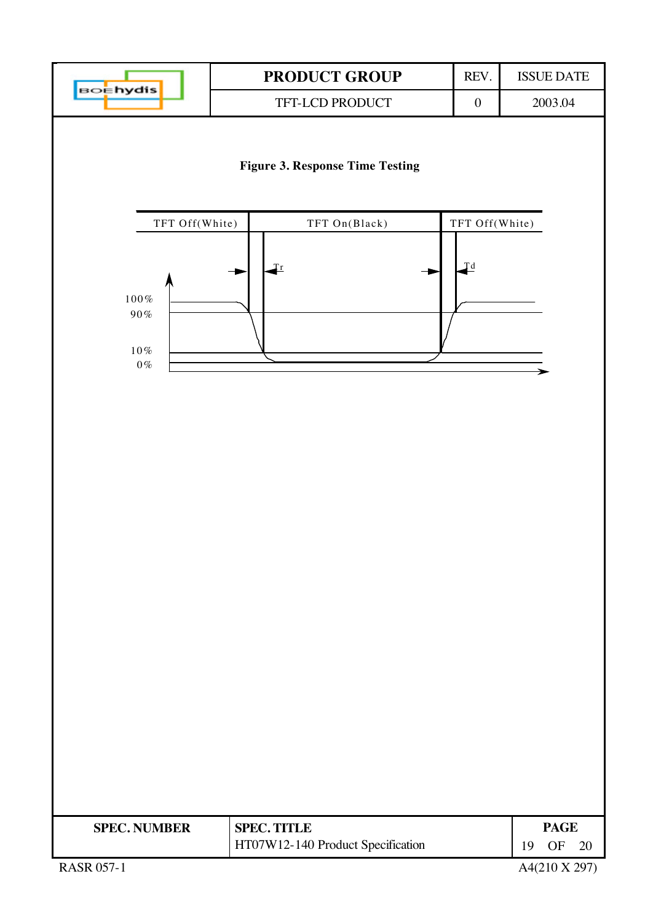**Figure 3. Response Time Testing**

| TFT Off(White) | TFT On(Black) | TFT Off(White) |
|---|---|---|

Tr

Td

100%

90%

10%

0%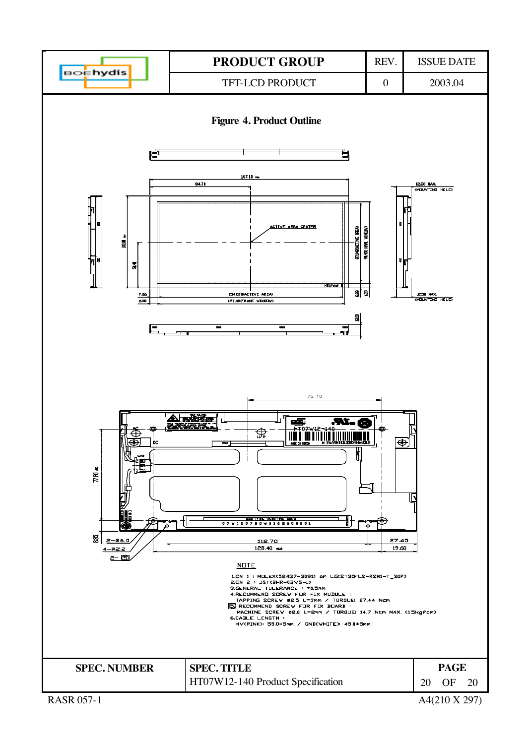## Figure 4. Product Outline

167.10
84.71
12.50 MAX. (MOUNTING HOLE)
ACTIVE AREA CENTER
87.14(ACTIVE AREA)
94.40(FRAME WINDOW)
102.80
50.41
HT07W12
7.66
6.00
154.08(ACTIVE AREA)
157.40(FRAME WINDOW)
6.88
12.50 MAX. (MOUNTING HOLE)
12.00

75.10
HT07W12-140
77.80
8.85
2-ø6.0
4-ø2.2
2-[5]
112.70
128.40
27.45
19.60

NOTE

1.CN 1 : MOLEX(52437-3091) or LG(ST30FLS-RSM1-T_30P)
2.CN 2 : JST(BHR-03VS-1)
3.GENERAL TOLERANCE : ±0.5mm
4.RECOMMEND SCREW FOR FIX MODULE :
TAPPING SCREW ø2.5 L=3mm / TORQUE: 27.44 Ncm
[5] RECOMMEND SCREW FOR FIX BOARD :
MACHINE SCREW ø2.0 L=2mm / TORQUE: 14.7 Ncm MAX. (15kgf·cm)
6.CABLE LENGTH :
HV(PINK): 55.0±5mm / GND(WHITE): 45.0±5mm

| SPEC. NUMBER | SPEC. TITLE |
| --- | --- |
| | HT07W12-140 Product Specification |